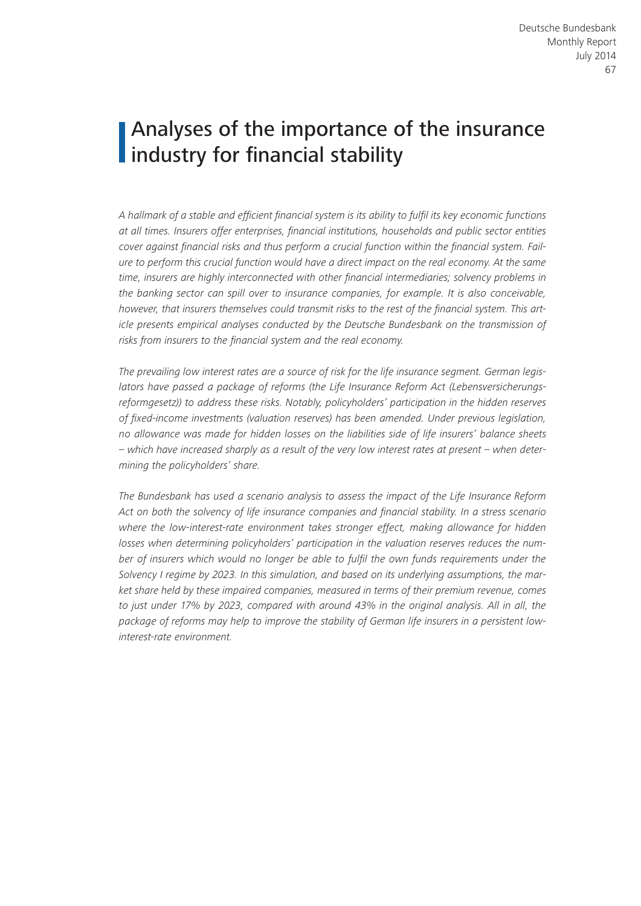# Analyses of the importance of the insurance industry for financial stability

*A hallmark of a stable and efficient financial system is its ability to fulfil its key economic functions at all times. Insurers offer enterprises, financial institutions, households and public sector entities cover against financial risks and thus perform a crucial function within the financial system. Failure to perform this crucial function would have a direct impact on the real economy. At the same time, insurers are highly interconnected with other financial intermediaries; solvency problems in the banking sector can spill over to insurance companies, for example. It is also conceivable, however, that insurers themselves could transmit risks to the rest of the financial system. This article presents empirical analyses conducted by the Deutsche Bundesbank on the transmission of risks from insurers to the financial system and the real economy.*

*The prevailing low interest rates are a source of risk for the life insurance segment. German legislators have passed a package of reforms (the Life Insurance Reform Act (Lebensversicherungsreformgesetz)) to address these risks. Notably, policyholders' participation in the hidden reserves of fixed-income investments (valuation reserves) has been amended. Under previous legislation, no allowance was made for hidden losses on the liabilities side of life insurers' balance sheets – which have increased sharply as a result of the very low interest rates at present – when determining the policyholders' share.*

*The Bundesbank has used a scenario analysis to assess the impact of the Life Insurance Reform Act on both the solvency of life insurance companies and financial stability. In a stress scenario where the low-interest-rate environment takes stronger effect, making allowance for hidden losses when determining policyholders' participation in the valuation reserves reduces the number of insurers which would no longer be able to fulfil the own funds requirements under the Solvency I regime by 2023. In this simulation, and based on its underlying assumptions, the market share held by these impaired companies, measured in terms of their premium revenue, comes to just under 17% by 2023, compared with around 43% in the original analysis. All in all, the package of reforms may help to improve the stability of German life insurers in a persistent low-interest-rate environment.*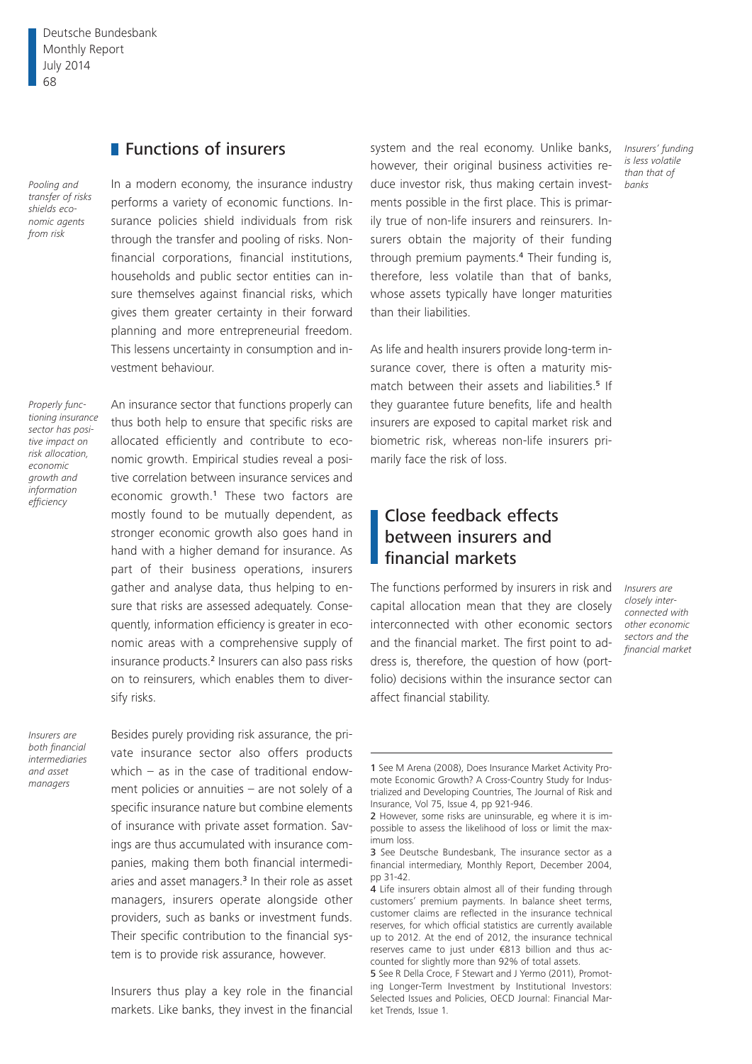## Functions of insurers

*Pooling and transfer of risks shields economic agents from risk*

In a modern economy, the insurance industry performs a variety of economic functions. Insurance policies shield individuals from risk through the transfer and pooling of risks. Non-financial corporations, financial institutions, households and public sector entities can insure themselves against financial risks, which gives them greater certainty in their forward planning and more entrepreneurial freedom. This lessens uncertainty in consumption and investment behaviour.

*Properly functioning insurance sector has positive impact on risk allocation, economic growth and information efficiency*

An insurance sector that functions properly can thus both help to ensure that specific risks are allocated efficiently and contribute to economic growth. Empirical studies reveal a positive correlation between insurance services and economic growth.[1] These two factors are mostly found to be mutually dependent, as stronger economic growth also goes hand in hand with a higher demand for insurance. As part of their business operations, insurers gather and analyse data, thus helping to ensure that risks are assessed adequately. Consequently, information efficiency is greater in economic areas with a comprehensive supply of insurance products.[2] Insurers can also pass risks on to reinsurers, which enables them to diversify risks.

*Insurers are both financial intermediaries and asset managers*

Besides purely providing risk assurance, the private insurance sector also offers products which – as in the case of traditional endowment policies or annuities – are not solely of a specific insurance nature but combine elements of insurance with private asset formation. Savings are thus accumulated with insurance companies, making them both financial intermediaries and asset managers.[3] In their role as asset managers, insurers operate alongside other providers, such as banks or investment funds. Their specific contribution to the financial system is to provide risk assurance, however.

Insurers thus play a key role in the financial markets. Like banks, they invest in the financial system and the real economy. Unlike banks, however, their original business activities reduce investor risk, thus making certain investments possible in the first place. This is primarily true of non-life insurers and reinsurers. Insurers obtain the majority of their funding through premium payments.[4] Their funding is, therefore, less volatile than that of banks, whose assets typically have longer maturities than their liabilities.

*Insurers' funding is less volatile than that of banks*

As life and health insurers provide long-term insurance cover, there is often a maturity mismatch between their assets and liabilities.[5] If they guarantee future benefits, life and health insurers are exposed to capital market risk and biometric risk, whereas non-life insurers primarily face the risk of loss.

## Close feedback effects between insurers and financial markets

*Insurers are closely interconnected with other economic sectors and the financial market*

The functions performed by insurers in risk and capital allocation mean that they are closely interconnected with other economic sectors and the financial market. The first point to address is, therefore, the question of how (portfolio) decisions within the insurance sector can affect financial stability.

---

1 See M Arena (2008), Does Insurance Market Activity Promote Economic Growth? A Cross-Country Study for Industrialized and Developing Countries, The Journal of Risk and Insurance, Vol 75, Issue 4, pp 921-946.

2 However, some risks are uninsurable, eg where it is impossible to assess the likelihood of loss or limit the maximum loss.

3 See Deutsche Bundesbank, The insurance sector as a financial intermediary, Monthly Report, December 2004, pp 31-42.

4 Life insurers obtain almost all of their funding through customers' premium payments. In balance sheet terms, customer claims are reflected in the insurance technical reserves, for which official statistics are currently available up to 2012. At the end of 2012, the insurance technical reserves came to just under €813 billion and thus accounted for slightly more than 92% of total assets.

5 See R Della Croce, F Stewart and J Yermo (2011), Promoting Longer-Term Investment by Institutional Investors: Selected Issues and Policies, OECD Journal: Financial Market Trends, Issue 1.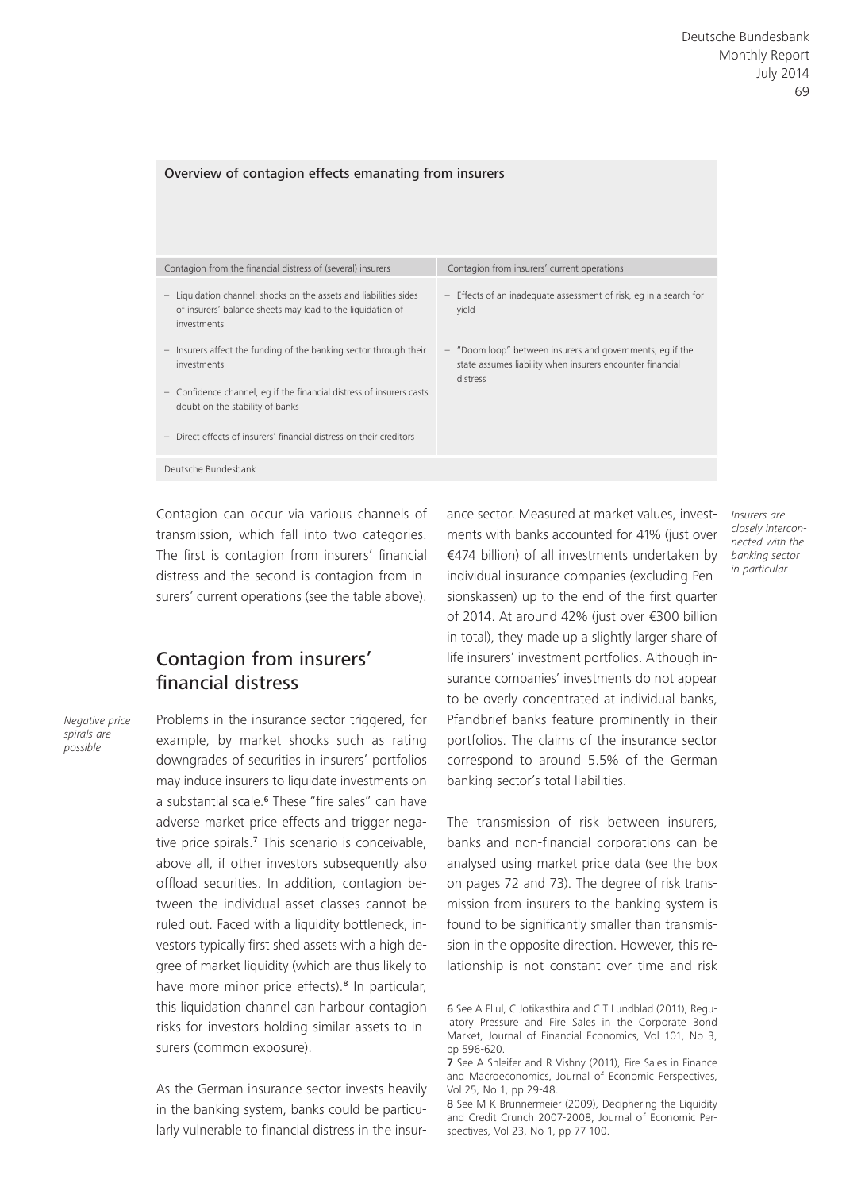**Overview of contagion effects emanating from insurers**

| Contagion from the financial distress of (several) insurers | Contagion from insurers' current operations |
| --- | --- |
| – Liquidation channel: shocks on the assets and liabilities sides of insurers' balance sheets may lead to the liquidation of investments | – Effects of an inadequate assessment of risk, eg in a search for yield |
| – Insurers affect the funding of the banking sector through their investments | – "Doom loop" between insurers and governments, eg if the state assumes liability when insurers encounter financial distress |
| – Confidence channel, eg if the financial distress of insurers casts doubt on the stability of banks | |
| – Direct effects of insurers' financial distress on their creditors | |

Deutsche Bundesbank

Contagion can occur via various channels of transmission, which fall into two categories. The first is contagion from insurers' financial distress and the second is contagion from insurers' current operations (see the table above).

## Contagion from insurers' financial distress

*Negative price spirals are possible*

Problems in the insurance sector triggered, for example, by market shocks such as rating downgrades of securities in insurers' portfolios may induce insurers to liquidate investments on a substantial scale.[6] These "fire sales" can have adverse market price effects and trigger negative price spirals.[7] This scenario is conceivable, above all, if other investors subsequently also offload securities. In addition, contagion between the individual asset classes cannot be ruled out. Faced with a liquidity bottleneck, investors typically first shed assets with a high degree of market liquidity (which are thus likely to have more minor price effects).[8] In particular, this liquidation channel can harbour contagion risks for investors holding similar assets to insurers (common exposure).

*Insurers are closely interconnected with the banking sector in particular*

As the German insurance sector invests heavily in the banking system, banks could be particularly vulnerable to financial distress in the insurance sector. Measured at market values, investments with banks accounted for 41% (just over €474 billion) of all investments undertaken by individual insurance companies (excluding Pensionskassen) up to the end of the first quarter of 2014. At around 42% (just over €300 billion in total), they made up a slightly larger share of life insurers' investment portfolios. Although insurance companies' investments do not appear to be overly concentrated at individual banks, Pfandbrief banks feature prominently in their portfolios. The claims of the insurance sector correspond to around 5.5% of the German banking sector's total liabilities.

The transmission of risk between insurers, banks and non-financial corporations can be analysed using market price data (see the box on pages 72 and 73). The degree of risk transmission from insurers to the banking system is found to be significantly smaller than transmission in the opposite direction. However, this relationship is not constant over time and risk

---

6 See A Ellul, C Jotikasthira and C T Lundblad (2011), Regulatory Pressure and Fire Sales in the Corporate Bond Market, Journal of Financial Economics, Vol 101, No 3, pp 596-620.

7 See A Shleifer and R Vishny (2011), Fire Sales in Finance and Macroeconomics, Journal of Economic Perspectives, Vol 25, No 1, pp 29-48.

8 See M K Brunnermeier (2009), Deciphering the Liquidity and Credit Crunch 2007-2008, Journal of Economic Perspectives, Vol 23, No 1, pp 77-100.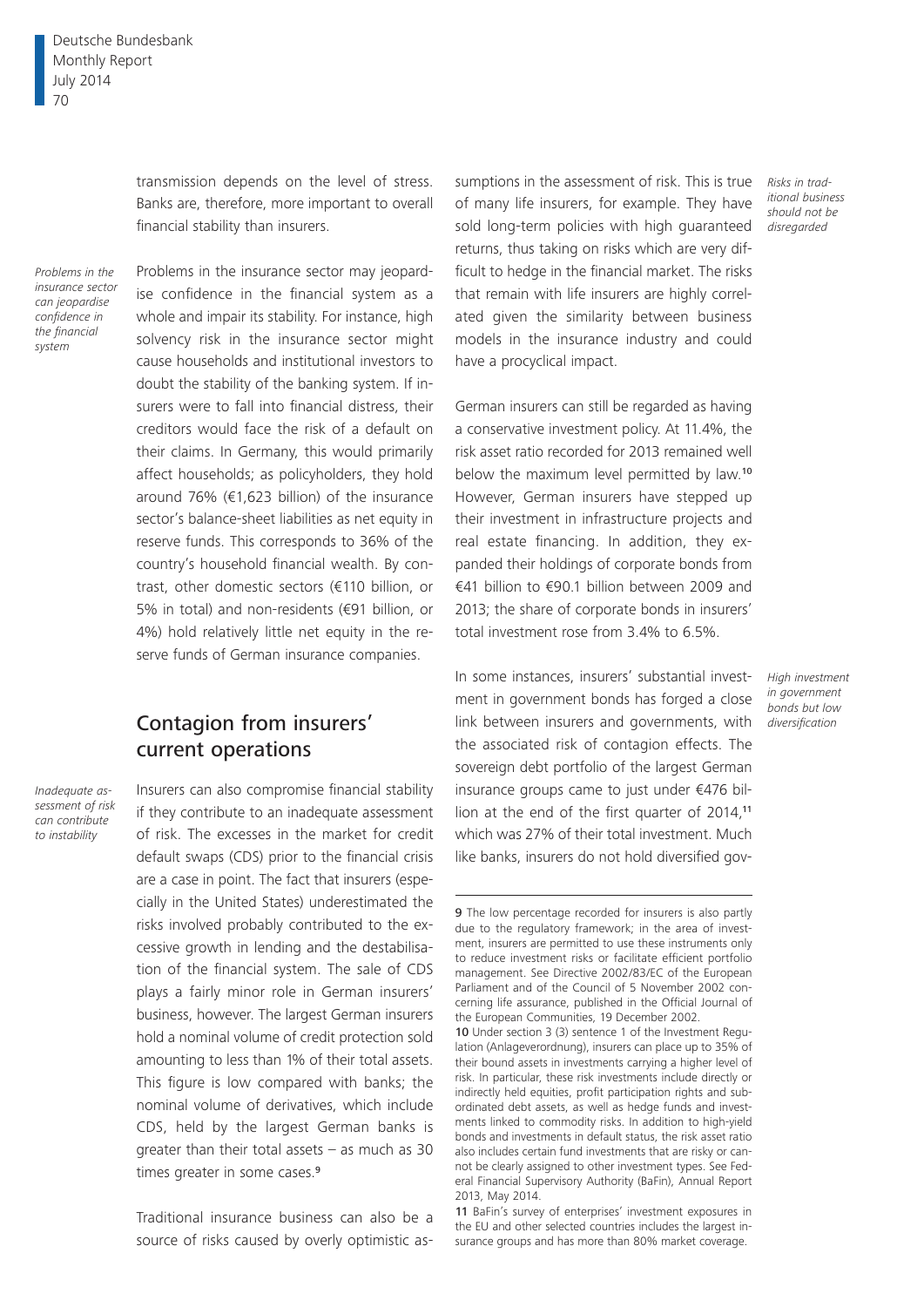transmission depends on the level of stress. Banks are, therefore, more important to overall financial stability than insurers.

*Problems in the insurance sector can jeopardise confidence in the financial system*

Problems in the insurance sector may jeopardise confidence in the financial system as a whole and impair its stability. For instance, high solvency risk in the insurance sector might cause households and institutional investors to doubt the stability of the banking system. If insurers were to fall into financial distress, their creditors would face the risk of a default on their claims. In Germany, this would primarily affect households; as policyholders, they hold around 76% (€1,623 billion) of the insurance sector's balance-sheet liabilities as net equity in reserve funds. This corresponds to 36% of the country's household financial wealth. By contrast, other domestic sectors (€110 billion, or 5% in total) and non-residents (€91 billion, or 4%) hold relatively little net equity in the reserve funds of German insurance companies.

## Contagion from insurers' current operations

*Inadequate assessment of risk can contribute to instability*

Insurers can also compromise financial stability if they contribute to an inadequate assessment of risk. The excesses in the market for credit default swaps (CDS) prior to the financial crisis are a case in point. The fact that insurers (especially in the United States) underestimated the risks involved probably contributed to the excessive growth in lending and the destabilisation of the financial system. The sale of CDS plays a fairly minor role in German insurers' business, however. The largest German insurers hold a nominal volume of credit protection sold amounting to less than 1% of their total assets. This figure is low compared with banks; the nominal volume of derivatives, which include CDS, held by the largest German banks is greater than their total assets – as much as 30 times greater in some cases.[9]

*Risks in traditional business should not be disregarded*

Traditional insurance business can also be a source of risks caused by overly optimistic assumptions in the assessment of risk. This is true of many life insurers, for example. They have sold long-term policies with high guaranteed returns, thus taking on risks which are very difficult to hedge in the financial market. The risks that remain with life insurers are highly correlated given the similarity between business models in the insurance industry and could have a procyclical impact.

German insurers can still be regarded as having a conservative investment policy. At 11.4%, the risk asset ratio recorded for 2013 remained well below the maximum level permitted by law.[10] However, German insurers have stepped up their investment in infrastructure projects and real estate financing. In addition, they expanded their holdings of corporate bonds from €41 billion to €90.1 billion between 2009 and 2013; the share of corporate bonds in insurers' total investment rose from 3.4% to 6.5%.

*High investment in government bonds but low diversification*

In some instances, insurers' substantial investment in government bonds has forged a close link between insurers and governments, with the associated risk of contagion effects. The sovereign debt portfolio of the largest German insurance groups came to just under €476 billion at the end of the first quarter of 2014,[11] which was 27% of their total investment. Much like banks, insurers do not hold diversified gov-

---

9 The low percentage recorded for insurers is also partly due to the regulatory framework; in the area of investment, insurers are permitted to use these instruments only to reduce investment risks or facilitate efficient portfolio management. See Directive 2002/83/EC of the European Parliament and of the Council of 5 November 2002 concerning life assurance, published in the Official Journal of the European Communities, 19 December 2002.

10 Under section 3 (3) sentence 1 of the Investment Regulation (Anlageverordnung), insurers can place up to 35% of their bound assets in investments carrying a higher level of risk. In particular, these risk investments include directly or indirectly held equities, profit participation rights and subordinated debt assets, as well as hedge funds and investments linked to commodity risks. In addition to high-yield bonds and investments in default status, the risk asset ratio also includes certain fund investments that are risky or cannot be clearly assigned to other investment types. See Federal Financial Supervisory Authority (BaFin), Annual Report 2013, May 2014.

11 BaFin's survey of enterprises' investment exposures in the EU and other selected countries includes the largest insurance groups and has more than 80% market coverage.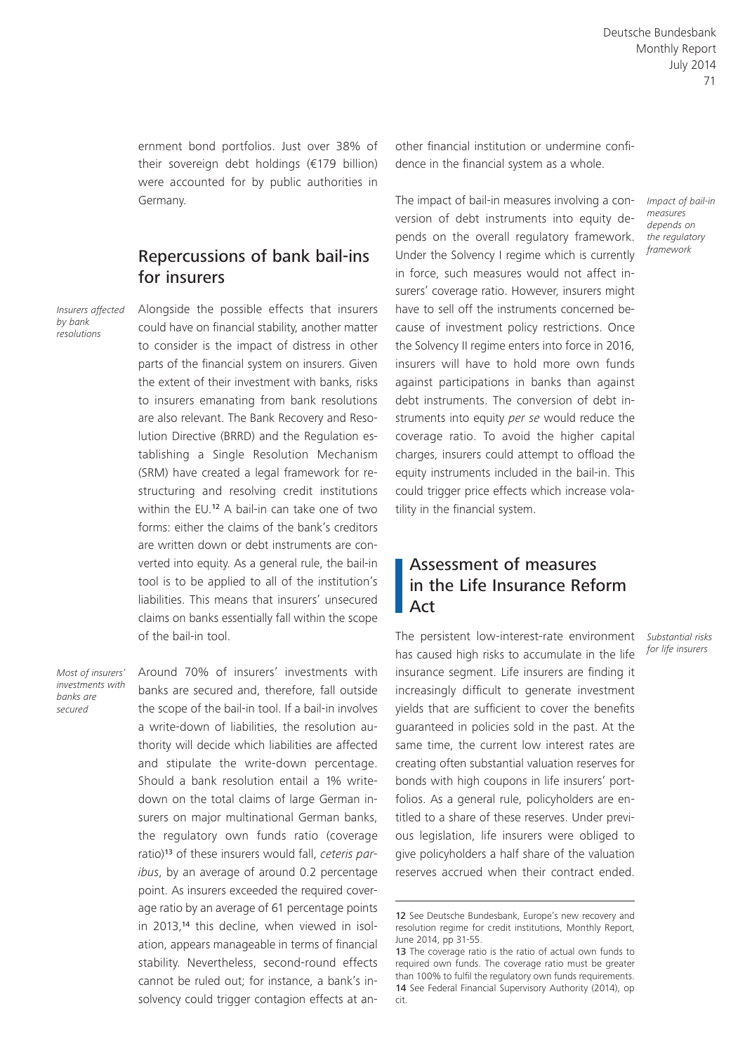ernment bond portfolios. Just over 38% of their sovereign debt holdings (€179 billion) were accounted for by public authorities in Germany.

## Repercussions of bank bail-ins for insurers

*Insurers affected by bank resolutions*

Alongside the possible effects that insurers could have on financial stability, another matter to consider is the impact of distress in other parts of the financial system on insurers. Given the extent of their investment with banks, risks to insurers emanating from bank resolutions are also relevant. The Bank Recovery and Resolution Directive (BRRD) and the Regulation establishing a Single Resolution Mechanism (SRM) have created a legal framework for restructuring and resolving credit institutions within the EU.[12] A bail-in can take one of two forms: either the claims of the bank's creditors are written down or debt instruments are converted into equity. As a general rule, the bail-in tool is to be applied to all of the institution's liabilities. This means that insurers' unsecured claims on banks essentially fall within the scope of the bail-in tool.

*Most of insurers' investments with banks are secured*

Around 70% of insurers' investments with banks are secured and, therefore, fall outside the scope of the bail-in tool. If a bail-in involves a write-down of liabilities, the resolution authority will decide which liabilities are affected and stipulate the write-down percentage. Should a bank resolution entail a 1% write-down on the total claims of large German insurers on major multinational German banks, the regulatory own funds ratio (coverage ratio)[13] of these insurers would fall, *ceteris paribus*, by an average of around 0.2 percentage point. As insurers exceeded the required coverage ratio by an average of 61 percentage points in 2013,[14] this decline, when viewed in isolation, appears manageable in terms of financial stability. Nevertheless, second-round effects cannot be ruled out; for instance, a bank's insolvency could trigger contagion effects at another financial institution or undermine confidence in the financial system as a whole.

*Impact of bail-in measures depends on the regulatory framework*

The impact of bail-in measures involving a conversion of debt instruments into equity depends on the overall regulatory framework. Under the Solvency I regime which is currently in force, such measures would not affect insurers' coverage ratio. However, insurers might have to sell off the instruments concerned because of investment policy restrictions. Once the Solvency II regime enters into force in 2016, insurers will have to hold more own funds against participations in banks than against debt instruments. The conversion of debt instruments into equity *per se* would reduce the coverage ratio. To avoid the higher capital charges, insurers could attempt to offload the equity instruments included in the bail-in. This could trigger price effects which increase volatility in the financial system.

## Assessment of measures in the Life Insurance Reform Act

*Substantial risks for life insurers*

The persistent low-interest-rate environment has caused high risks to accumulate in the life insurance segment. Life insurers are finding it increasingly difficult to generate investment yields that are sufficient to cover the benefits guaranteed in policies sold in the past. At the same time, the current low interest rates are creating often substantial valuation reserves for bonds with high coupons in life insurers' portfolios. As a general rule, policyholders are entitled to a share of these reserves. Under previous legislation, life insurers were obliged to give policyholders a half share of the valuation reserves accrued when their contract ended.

---

12 See Deutsche Bundesbank, Europe's new recovery and resolution regime for credit institutions, Monthly Report, June 2014, pp 31-55.

13 The coverage ratio is the ratio of actual own funds to required own funds. The coverage ratio must be greater than 100% to fulfil the regulatory own funds requirements.

14 See Federal Financial Supervisory Authority (2014), op cit.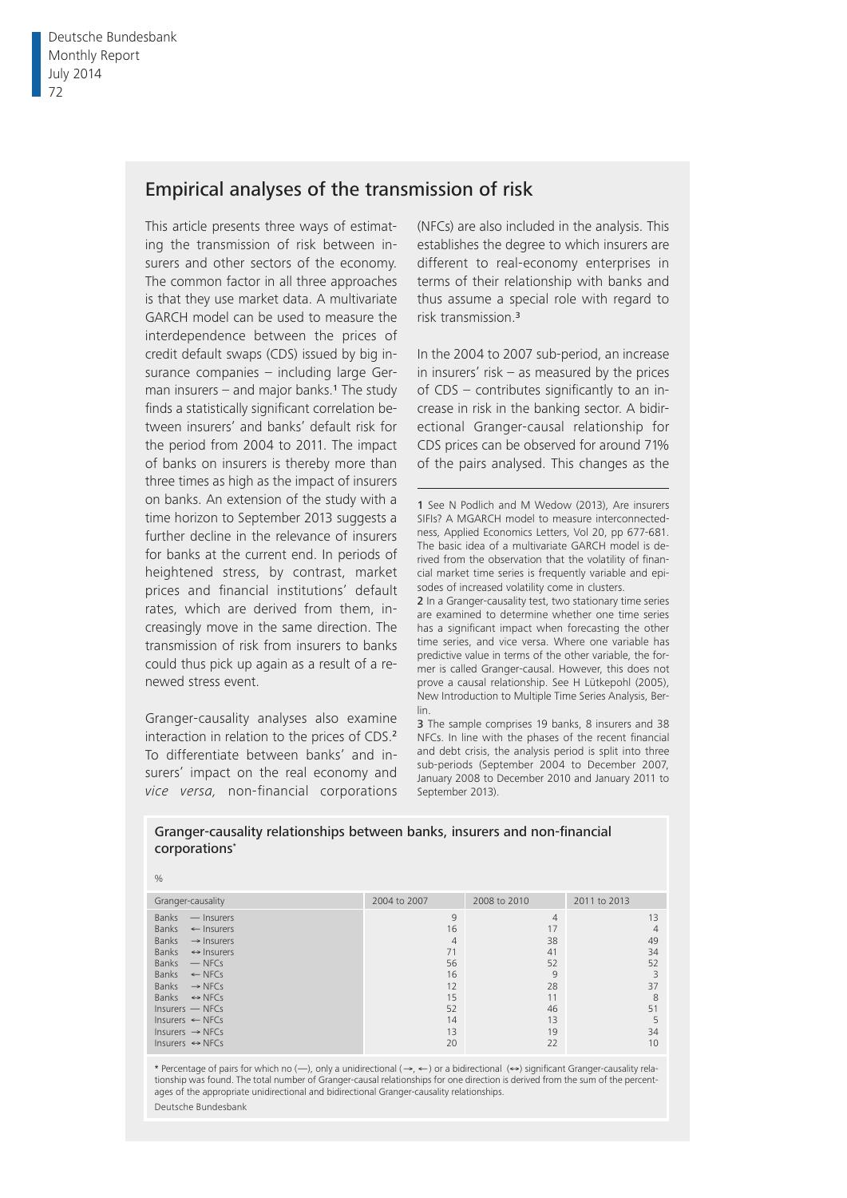## Empirical analyses of the transmission of risk

This article presents three ways of estimating the transmission of risk between insurers and other sectors of the economy. The common factor in all three approaches is that they use market data. A multivariate GARCH model can be used to measure the interdependence between the prices of credit default swaps (CDS) issued by big insurance companies – including large German insurers – and major banks.[1] The study finds a statistically significant correlation between insurers' and banks' default risk for the period from 2004 to 2011. The impact of banks on insurers is thereby more than three times as high as the impact of insurers on banks. An extension of the study with a time horizon to September 2013 suggests a further decline in the relevance of insurers for banks at the current end. In periods of heightened stress, by contrast, market prices and financial institutions' default rates, which are derived from them, increasingly move in the same direction. The transmission of risk from insurers to banks could thus pick up again as a result of a renewed stress event.

Granger-causality analyses also examine interaction in relation to the prices of CDS.[2] To differentiate between banks' and insurers' impact on the real economy and *vice versa,* non-financial corporations (NFCs) are also included in the analysis. This establishes the degree to which insurers are different to real-economy enterprises in terms of their relationship with banks and thus assume a special role with regard to risk transmission.[3]

In the 2004 to 2007 sub-period, an increase in insurers' risk – as measured by the prices of CDS – contributes significantly to an increase in risk in the banking sector. A bidirectional Granger-causal relationship for CDS prices can be observed for around 71% of the pairs analysed. This changes as the

1 See N Podlich and M Wedow (2013), Are insurers SIFIs? A MGARCH model to measure interconnectedness, Applied Economics Letters, Vol 20, pp 677-681. The basic idea of a multivariate GARCH model is derived from the observation that the volatility of financial market time series is frequently variable and episodes of increased volatility come in clusters.

2 In a Granger-causality test, two stationary time series are examined to determine whether one time series has a significant impact when forecasting the other time series, and vice versa. Where one variable has predictive value in terms of the other variable, the former is called Granger-causal. However, this does not prove a causal relationship. See H Lütkepohl (2005), New Introduction to Multiple Time Series Analysis, Berlin.

3 The sample comprises 19 banks, 8 insurers and 38 NFCs. In line with the phases of the recent financial and debt crisis, the analysis period is split into three sub-periods (September 2004 to December 2007, January 2008 to December 2010 and January 2011 to September 2013).

**Granger-causality relationships between banks, insurers and non-financial corporations***

%

| Granger-causality | 2004 to 2007 | 2008 to 2010 | 2011 to 2013 |
|---|---|---|---|
| Banks — Insurers | 9 | 4 | 13 |
| Banks ← Insurers | 16 | 17 | 4 |
| Banks → Insurers | 4 | 38 | 49 |
| Banks ↔ Insurers | 71 | 41 | 34 |
| Banks — NFCs | 56 | 52 | 52 |
| Banks ← NFCs | 16 | 9 | 3 |
| Banks → NFCs | 12 | 28 | 37 |
| Banks ↔ NFCs | 15 | 11 | 8 |
| Insurers — NFCs | 52 | 46 | 51 |
| Insurers ← NFCs | 14 | 13 | 5 |
| Insurers → NFCs | 13 | 19 | 34 |
| Insurers ↔ NFCs | 20 | 22 | 10 |

* Percentage of pairs for which no (—), only a unidirectional (→, ←) or a bidirectional (↔) significant Granger-causality relationship was found. The total number of Granger-causal relationships for one direction is derived from the sum of the percentages of the appropriate unidirectional and bidirectional Granger-causality relationships.

Deutsche Bundesbank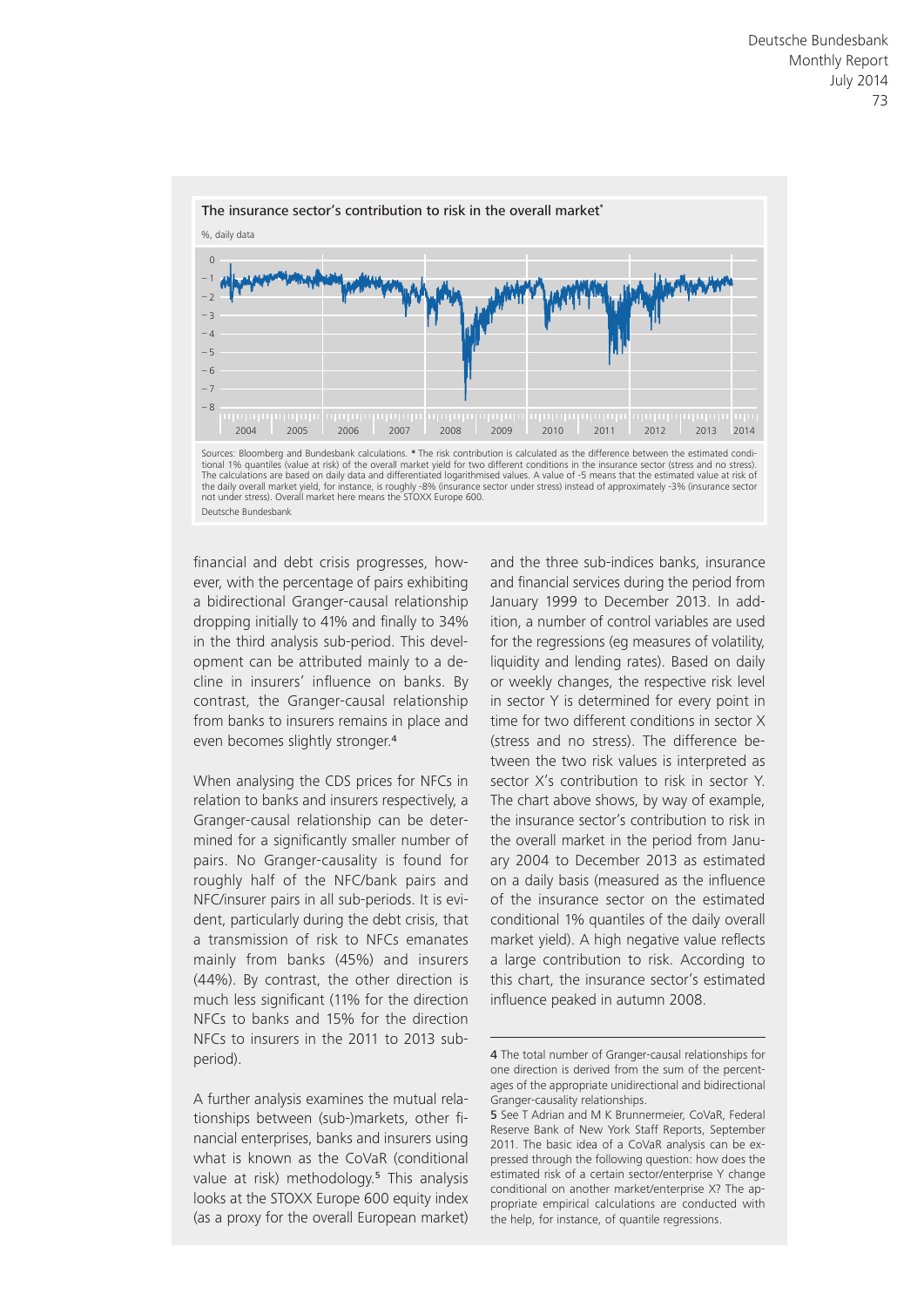The insurance sector's contribution to risk in the overall market*

%, daily data

Sources: Bloomberg and Bundesbank calculations. * The risk contribution is calculated as the difference between the estimated conditional 1% quantiles (value at risk) of the overall market yield for two different conditions in the insurance sector (stress and no stress). The calculations are based on daily data and differentiated logarithmised values. A value of -5 means that the estimated value at risk of the daily overall market yield, for instance, is roughly -8% (insurance sector under stress) instead of approximately -3% (insurance sector not under stress). Overall market here means the STOXX Europe 600.

Deutsche Bundesbank

financial and debt crisis progresses, however, with the percentage of pairs exhibiting a bidirectional Granger-causal relationship dropping initially to 41% and finally to 34% in the third analysis sub-period. This development can be attributed mainly to a decline in insurers' influence on banks. By contrast, the Granger-causal relationship from banks to insurers remains in place and even becomes slightly stronger.[4]

When analysing the CDS prices for NFCs in relation to banks and insurers respectively, a Granger-causal relationship can be determined for a significantly smaller number of pairs. No Granger-causality is found for roughly half of the NFC/bank pairs and NFC/insurer pairs in all sub-periods. It is evident, particularly during the debt crisis, that a transmission of risk to NFCs emanates mainly from banks (45%) and insurers (44%). By contrast, the other direction is much less significant (11% for the direction NFCs to banks and 15% for the direction NFCs to insurers in the 2011 to 2013 sub-period).

A further analysis examines the mutual relationships between (sub-)markets, other financial enterprises, banks and insurers using what is known as the CoVaR (conditional value at risk) methodology.[5] This analysis looks at the STOXX Europe 600 equity index (as a proxy for the overall European market) and the three sub-indices banks, insurance and financial services during the period from January 1999 to December 2013. In addition, a number of control variables are used for the regressions (eg measures of volatility, liquidity and lending rates). Based on daily or weekly changes, the respective risk level in sector Y is determined for every point in time for two different conditions in sector X (stress and no stress). The difference between the two risk values is interpreted as sector X's contribution to risk in sector Y. The chart above shows, by way of example, the insurance sector's contribution to risk in the overall market in the period from January 2004 to December 2013 as estimated on a daily basis (measured as the influence of the insurance sector on the estimated conditional 1% quantiles of the daily overall market yield). A high negative value reflects a large contribution to risk. According to this chart, the insurance sector's estimated influence peaked in autumn 2008.

4 The total number of Granger-causal relationships for one direction is derived from the sum of the percentages of the appropriate unidirectional and bidirectional Granger-causality relationships.

5 See T Adrian and M K Brunnermeier, CoVaR, Federal Reserve Bank of New York Staff Reports, September 2011. The basic idea of a CoVaR analysis can be expressed through the following question: how does the estimated risk of a certain sector/enterprise Y change conditional on another market/enterprise X? The appropriate empirical calculations are conducted with the help, for instance, of quantile regressions.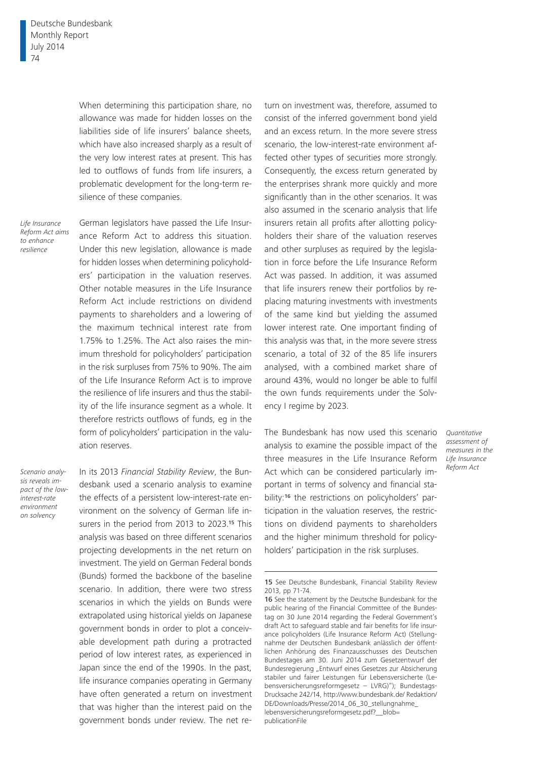When determining this participation share, no allowance was made for hidden losses on the liabilities side of life insurers' balance sheets, which have also increased sharply as a result of the very low interest rates at present. This has led to outflows of funds from life insurers, a problematic development for the long-term resilience of these companies.

*Life Insurance Reform Act aims to enhance resilience*

German legislators have passed the Life Insurance Reform Act to address this situation. Under this new legislation, allowance is made for hidden losses when determining policyholders' participation in the valuation reserves. Other notable measures in the Life Insurance Reform Act include restrictions on dividend payments to shareholders and a lowering of the maximum technical interest rate from 1.75% to 1.25%. The Act also raises the minimum threshold for policyholders' participation in the risk surpluses from 75% to 90%. The aim of the Life Insurance Reform Act is to improve the resilience of life insurers and thus the stability of the life insurance segment as a whole. It therefore restricts outflows of funds, eg in the form of policyholders' participation in the valuation reserves.

*Scenario analysis reveals impact of the low-interest-rate environment on solvency*

In its 2013 *Financial Stability Review*, the Bundesbank used a scenario analysis to examine the effects of a persistent low-interest-rate environment on the solvency of German life insurers in the period from 2013 to 2023.[15] This analysis was based on three different scenarios projecting developments in the net return on investment. The yield on German Federal bonds (Bunds) formed the backbone of the baseline scenario. In addition, there were two stress scenarios in which the yields on Bunds were extrapolated using historical yields on Japanese government bonds in order to plot a conceivable development path during a protracted period of low interest rates, as experienced in Japan since the end of the 1990s. In the past, life insurance companies operating in Germany have often generated a return on investment that was higher than the interest paid on the government bonds under review. The net return on investment was, therefore, assumed to consist of the inferred government bond yield and an excess return. In the more severe stress scenario, the low-interest-rate environment affected other types of securities more strongly. Consequently, the excess return generated by the enterprises shrank more quickly and more significantly than in the other scenarios. It was also assumed in the scenario analysis that life insurers retain all profits after allotting policyholders their share of the valuation reserves and other surpluses as required by the legislation in force before the Life Insurance Reform Act was passed. In addition, it was assumed that life insurers renew their portfolios by replacing maturing investments with investments of the same kind but yielding the assumed lower interest rate. One important finding of this analysis was that, in the more severe stress scenario, a total of 32 of the 85 life insurers analysed, with a combined market share of around 43%, would no longer be able to fulfil the own funds requirements under the Solvency I regime by 2023.

*Quantitative assessment of measures in the Life Insurance Reform Act*

The Bundesbank has now used this scenario analysis to examine the possible impact of the three measures in the Life Insurance Reform Act which can be considered particularly important in terms of solvency and financial stability:[16] the restrictions on policyholders' participation in the valuation reserves, the restrictions on dividend payments to shareholders and the higher minimum threshold for policyholders' participation in the risk surpluses.

---

15 See Deutsche Bundesbank, Financial Stability Review 2013, pp 71-74.

16 See the statement by the Deutsche Bundesbank for the public hearing of the Financial Committee of the Bundestag on 30 June 2014 regarding the Federal Government's draft Act to safeguard stable and fair benefits for life insurance policyholders (Life Insurance Reform Act) (Stellungnahme der Deutschen Bundesbank anlässlich der öffentlichen Anhörung des Finanzausschusses des Deutschen Bundestages am 30. Juni 2014 zum Gesetzentwurf der Bundesregierung „Entwurf eines Gesetzes zur Absicherung stabiler und fairer Leistungen für Lebensversicherte (Lebensversicherungsreformgesetz – LVRG)"); Bundestags-Drucksache 242/14, http://www.bundesbank.de/ Redaktion/DE/Downloads/Presse/2014_06_30_stellungnahme_lebensversicherungsreformgesetz.pdf?__blob=publicationFile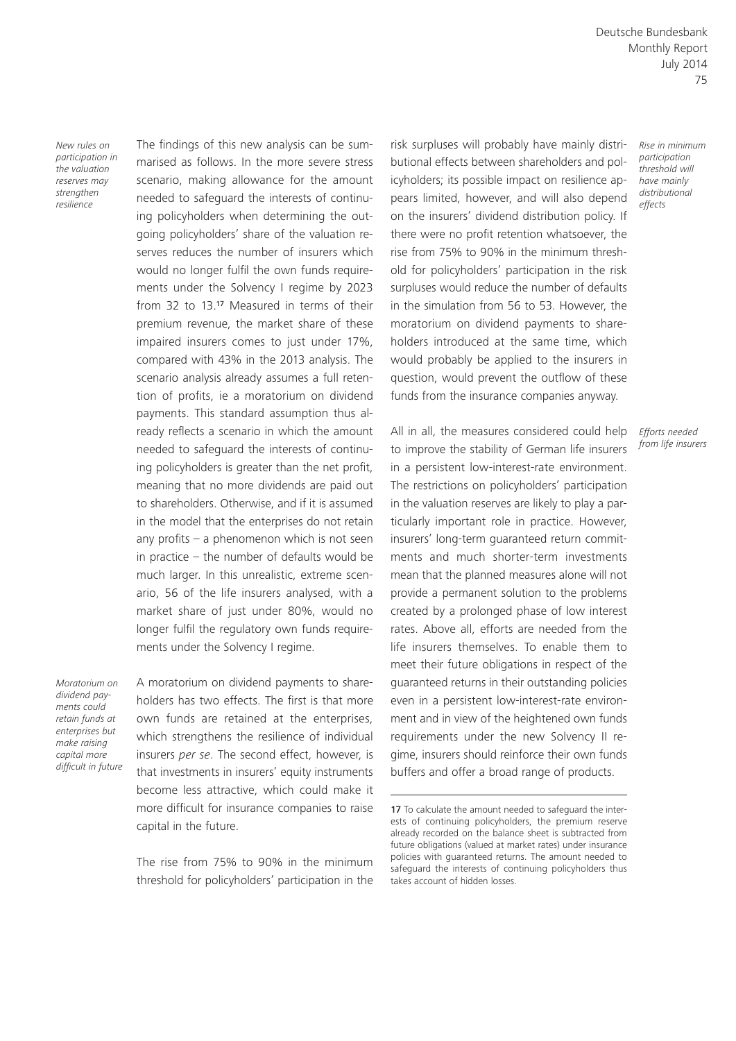*New rules on participation in the valuation reserves may strengthen resilience*

The findings of this new analysis can be summarised as follows. In the more severe stress scenario, making allowance for the amount needed to safeguard the interests of continuing policyholders when determining the outgoing policyholders' share of the valuation reserves reduces the number of insurers which would no longer fulfil the own funds requirements under the Solvency I regime by 2023 from 32 to 13.[17] Measured in terms of their premium revenue, the market share of these impaired insurers comes to just under 17%, compared with 43% in the 2013 analysis. The scenario analysis already assumes a full retention of profits, ie a moratorium on dividend payments. This standard assumption thus already reflects a scenario in which the amount needed to safeguard the interests of continuing policyholders is greater than the net profit, meaning that no more dividends are paid out to shareholders. Otherwise, and if it is assumed in the model that the enterprises do not retain any profits – a phenomenon which is not seen in practice – the number of defaults would be much larger. In this unrealistic, extreme scenario, 56 of the life insurers analysed, with a market share of just under 80%, would no longer fulfil the regulatory own funds requirements under the Solvency I regime.

*Moratorium on dividend payments could retain funds at enterprises but make raising capital more difficult in future*

A moratorium on dividend payments to shareholders has two effects. The first is that more own funds are retained at the enterprises, which strengthens the resilience of individual insurers *per se*. The second effect, however, is that investments in insurers' equity instruments become less attractive, which could make it more difficult for insurance companies to raise capital in the future.

*Rise in minimum participation threshold will have mainly distributional effects*

The rise from 75% to 90% in the minimum threshold for policyholders' participation in the risk surpluses will probably have mainly distributional effects between shareholders and policyholders; its possible impact on resilience appears limited, however, and will also depend on the insurers' dividend distribution policy. If there were no profit retention whatsoever, the rise from 75% to 90% in the minimum threshold for policyholders' participation in the risk surpluses would reduce the number of defaults in the simulation from 56 to 53. However, the moratorium on dividend payments to shareholders introduced at the same time, which would probably be applied to the insurers in question, would prevent the outflow of these funds from the insurance companies anyway.

*Efforts needed from life insurers*

All in all, the measures considered could help to improve the stability of German life insurers in a persistent low-interest-rate environment. The restrictions on policyholders' participation in the valuation reserves are likely to play a particularly important role in practice. However, insurers' long-term guaranteed return commitments and much shorter-term investments mean that the planned measures alone will not provide a permanent solution to the problems created by a prolonged phase of low interest rates. Above all, efforts are needed from the life insurers themselves. To enable them to meet their future obligations in respect of the guaranteed returns in their outstanding policies even in a persistent low-interest-rate environment and in view of the heightened own funds requirements under the new Solvency II regime, insurers should reinforce their own funds buffers and offer a broad range of products.

---

17 To calculate the amount needed to safeguard the interests of continuing policyholders, the premium reserve already recorded on the balance sheet is subtracted from future obligations (valued at market rates) under insurance policies with guaranteed returns. The amount needed to safeguard the interests of continuing policyholders thus takes account of hidden losses.